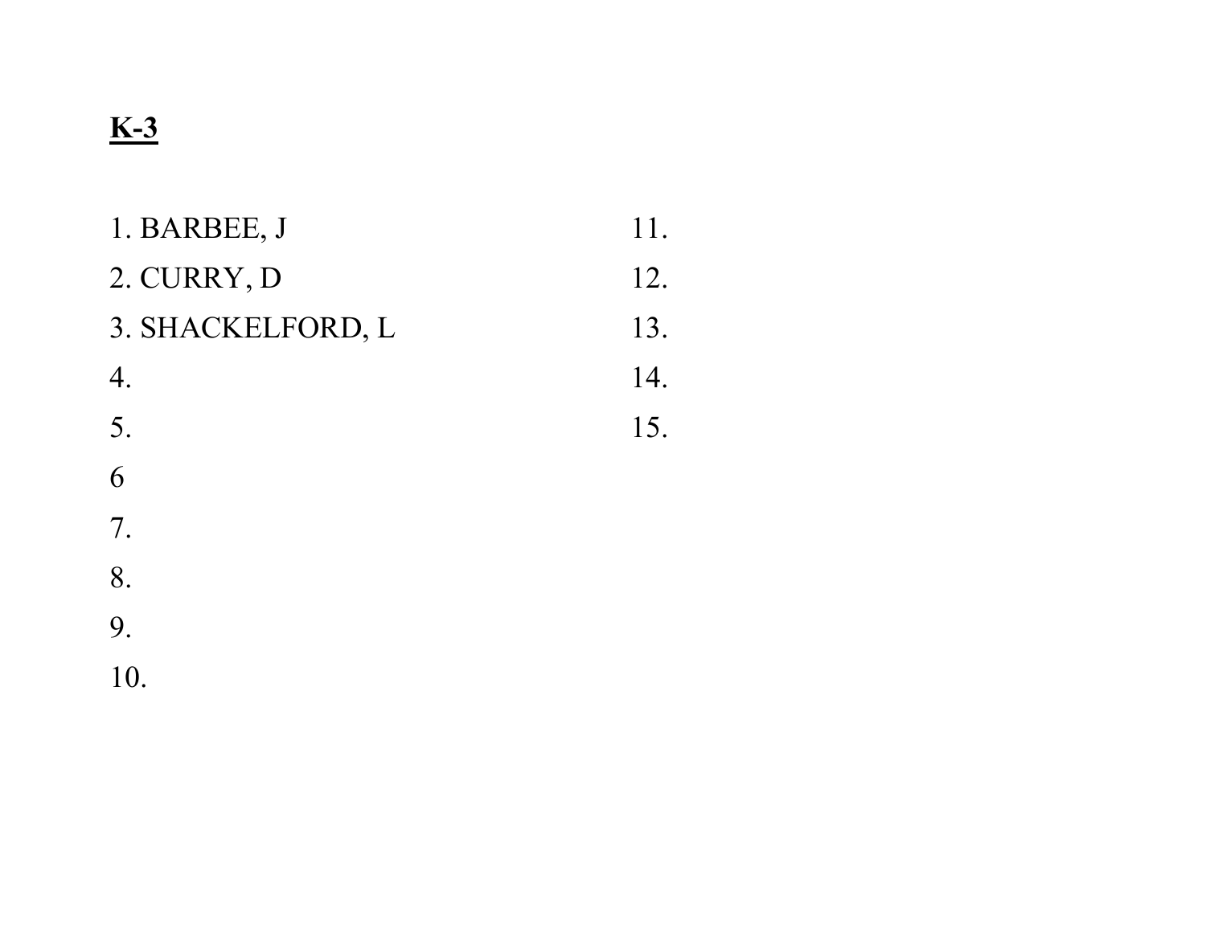**K-3**

1. BARBEE, J
2. CURRY, D
3. SHACKELFORD, L
4.
5.
6
7.
8.
9.
10.
11.
12.
13.
14.
15.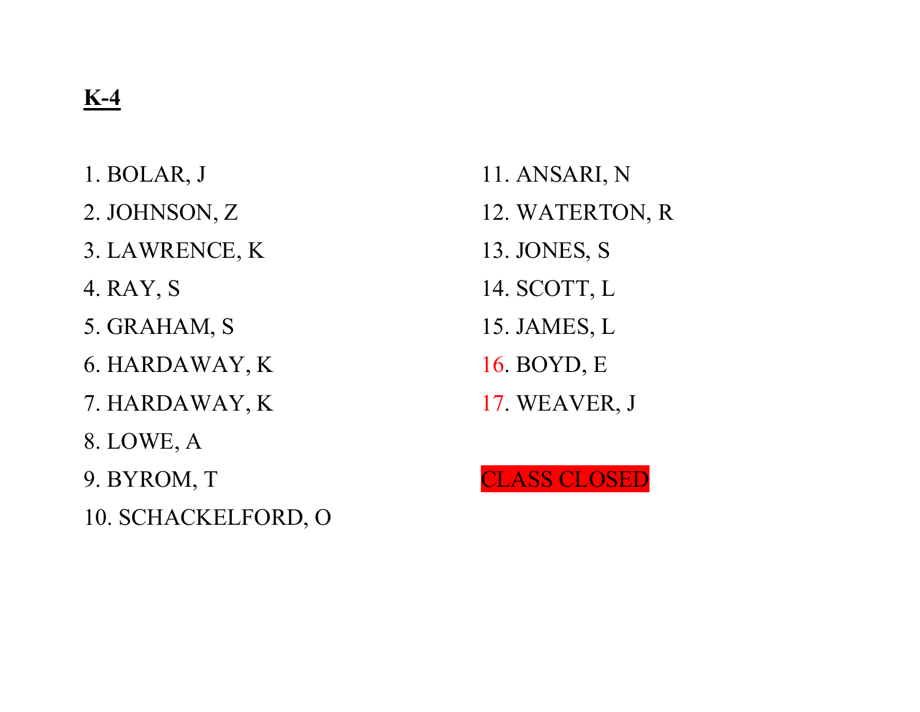**K-4**

1. BOLAR, J
2. JOHNSON, Z
3. LAWRENCE, K
4. RAY, S
5. GRAHAM, S
6. HARDAWAY, K
7. HARDAWAY, K
8. LOWE, A
9. BYROM, T
10. SCHACKELFORD, O
11. ANSARI, N
12. WATERTON, R
13. JONES, S
14. SCOTT, L
15. JAMES, L
16. BOYD, E
17. WEAVER, J

CLASS CLOSED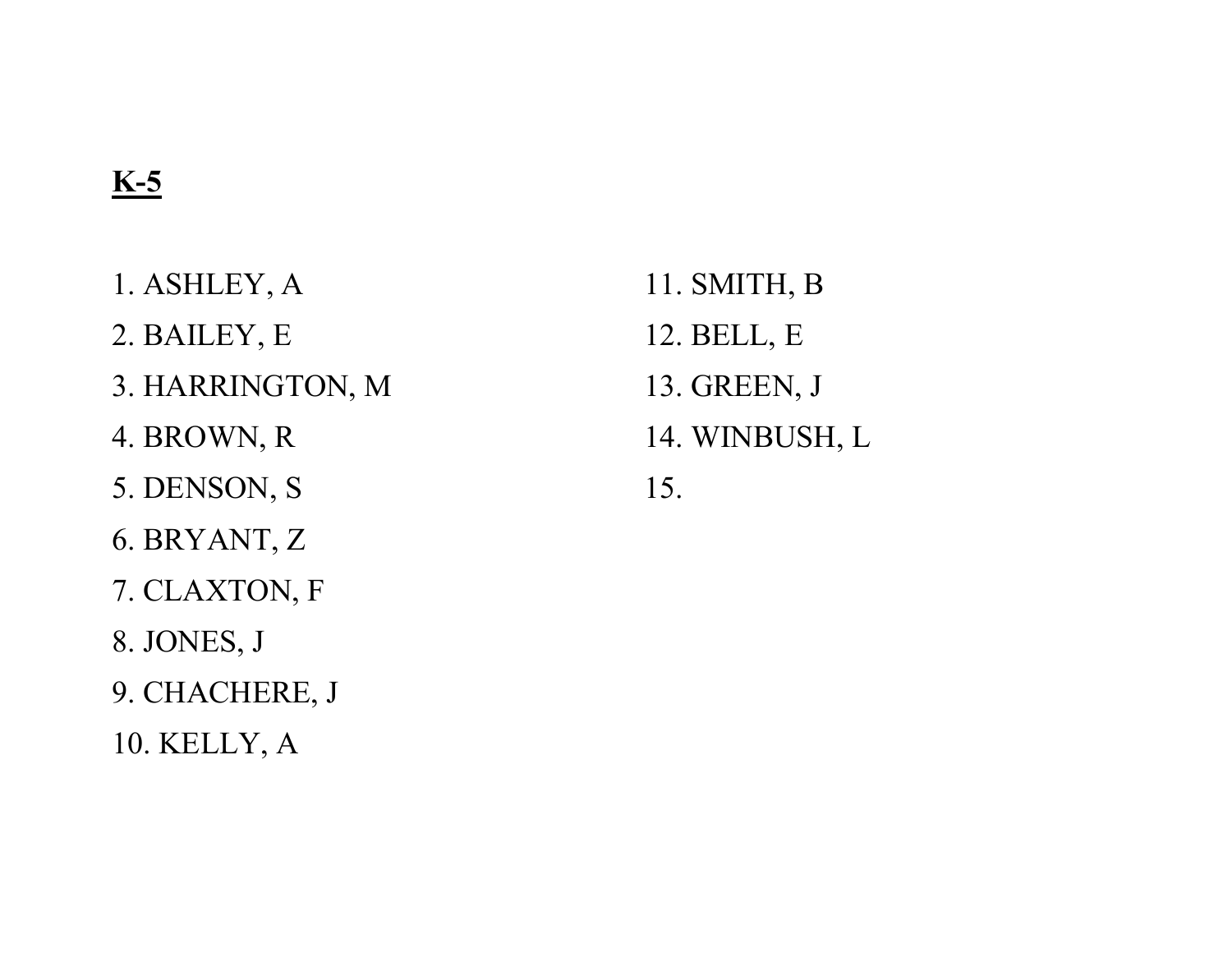**K-5**

1. ASHLEY, A
2. BAILEY, E
3. HARRINGTON, M
4. BROWN, R
5. DENSON, S
6. BRYANT, Z
7. CLAXTON, F
8. JONES, J
9. CHACHERE, J
10. KELLY, A
11. SMITH, B
12. BELL, E
13. GREEN, J
14. WINBUSH, L
15.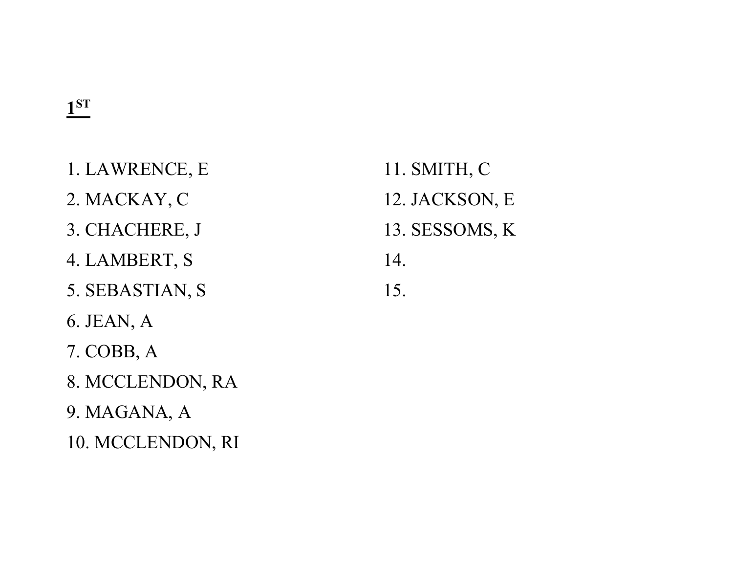## <u>1[ST]</u>

1. LAWRENCE, E
2. MACKAY, C
3. CHACHERE, J
4. LAMBERT, S
5. SEBASTIAN, S
6. JEAN, A
7. COBB, A
8. MCCLENDON, RA
9. MAGANA, A
10. MCCLENDON, RI
11. SMITH, C
12. JACKSON, E
13. SESSOMS, K
14.
15.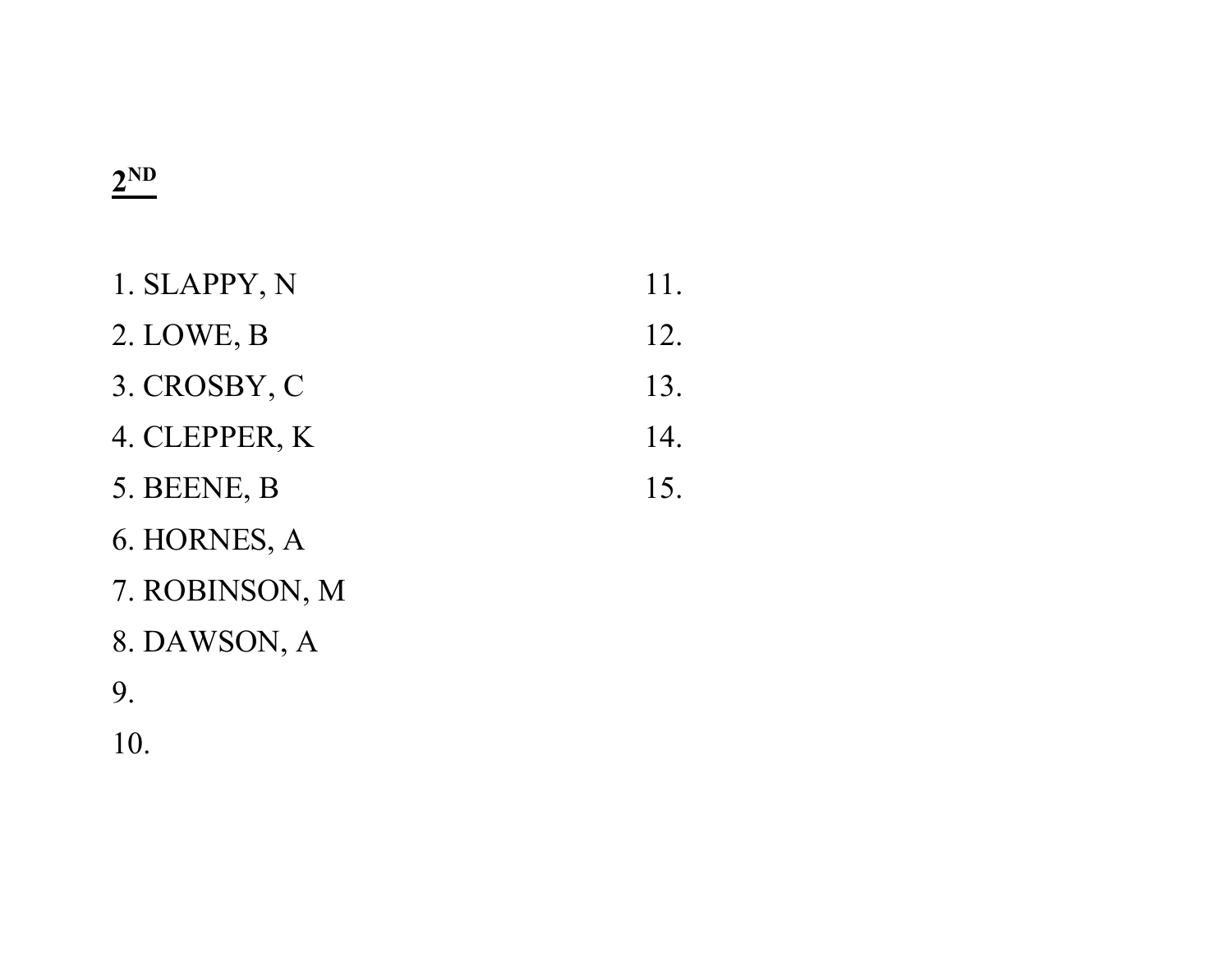**2ND**

1. SLAPPY, N
2. LOWE, B
3. CROSBY, C
4. CLEPPER, K
5. BEENE, B
6. HORNES, A
7. ROBINSON, M
8. DAWSON, A
9.
10.
11.
12.
13.
14.
15.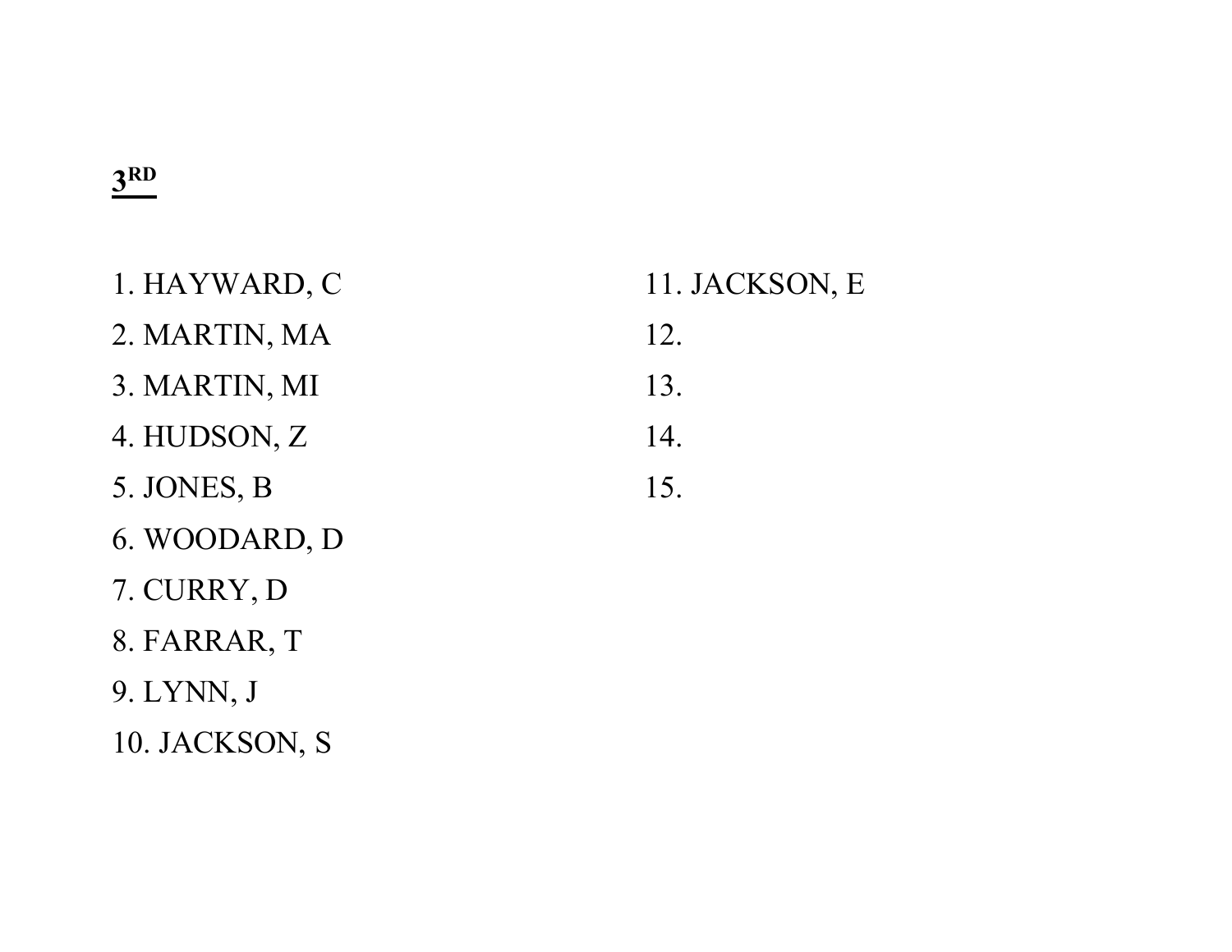**3RD**

1. HAYWARD, C
2. MARTIN, MA
3. MARTIN, MI
4. HUDSON, Z
5. JONES, B
6. WOODARD, D
7. CURRY, D
8. FARRAR, T
9. LYNN, J
10. JACKSON, S
11. JACKSON, E
12. 
13. 
14. 
15.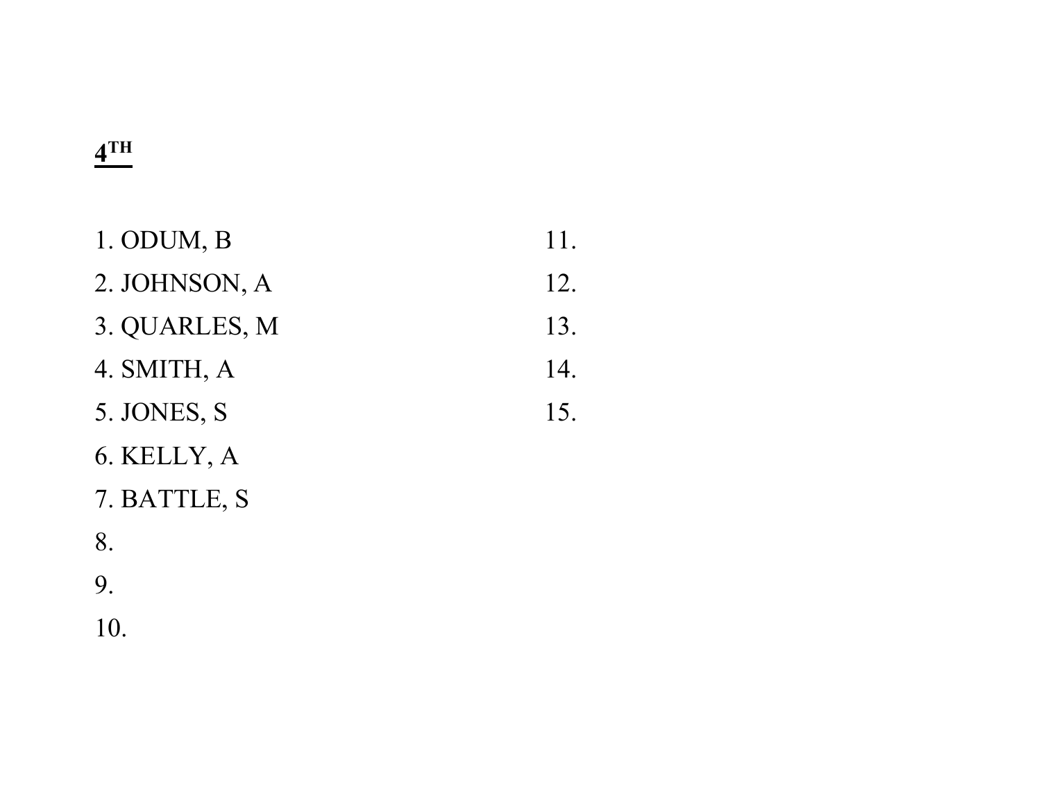**<u>4TH</u>**

1. ODUM, B
2. JOHNSON, A
3. QUARLES, M
4. SMITH, A
5. JONES, S
6. KELLY, A
7. BATTLE, S
8. 
9. 
10. 
11. 
12. 
13. 
14. 
15.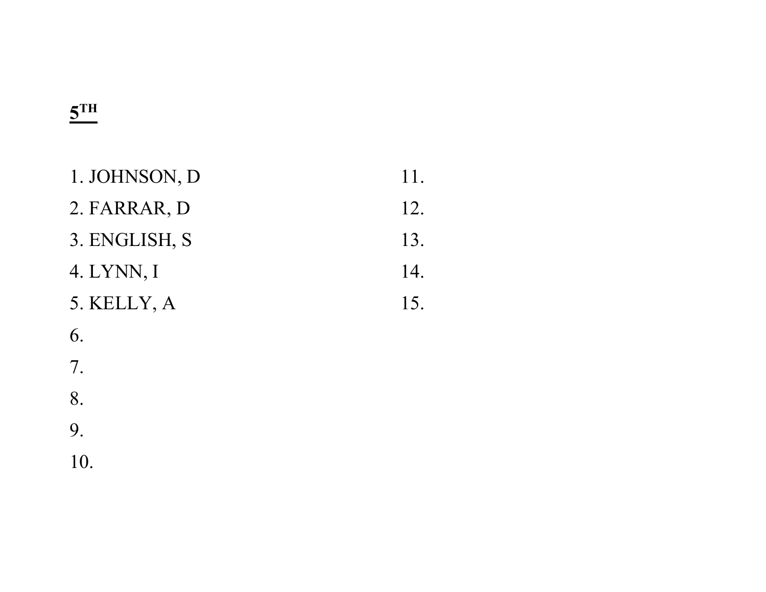**5TH**

1. JOHNSON, D
2. FARRAR, D
3. ENGLISH, S
4. LYNN, I
5. KELLY, A
6.
7.
8.
9.
10.
11.
12.
13.
14.
15.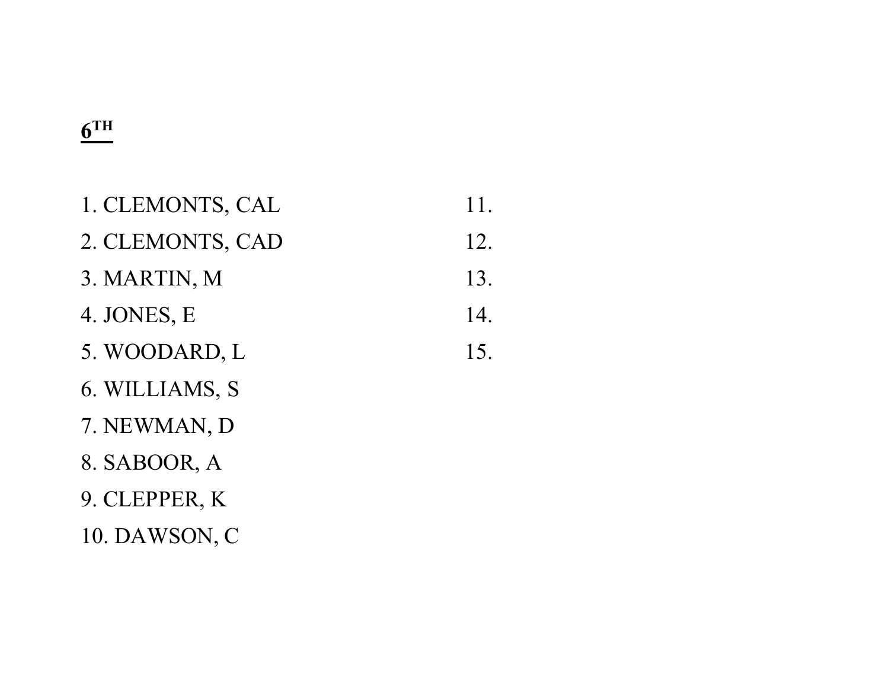**<u>6TH</u>**

1. CLEMONTS, CAL
2. CLEMONTS, CAD
3. MARTIN, M
4. JONES, E
5. WOODARD, L
6. WILLIAMS, S
7. NEWMAN, D
8. SABOOR, A
9. CLEPPER, K
10. DAWSON, C
11.
12.
13.
14.
15.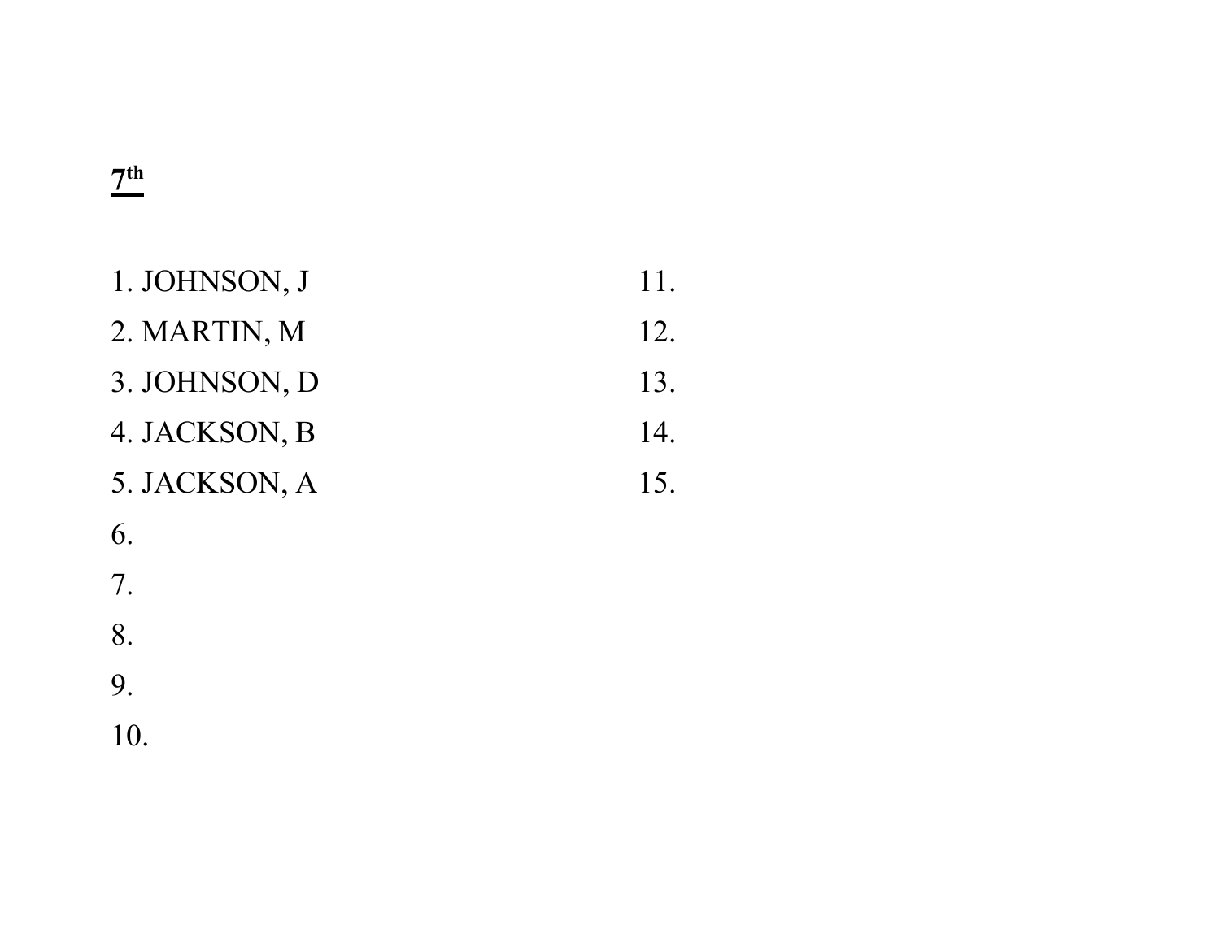**<u>7th</u>**

1. JOHNSON, J
2. MARTIN, M
3. JOHNSON, D
4. JACKSON, B
5. JACKSON, A
6.
7.
8.
9.
10.
11.
12.
13.
14.
15.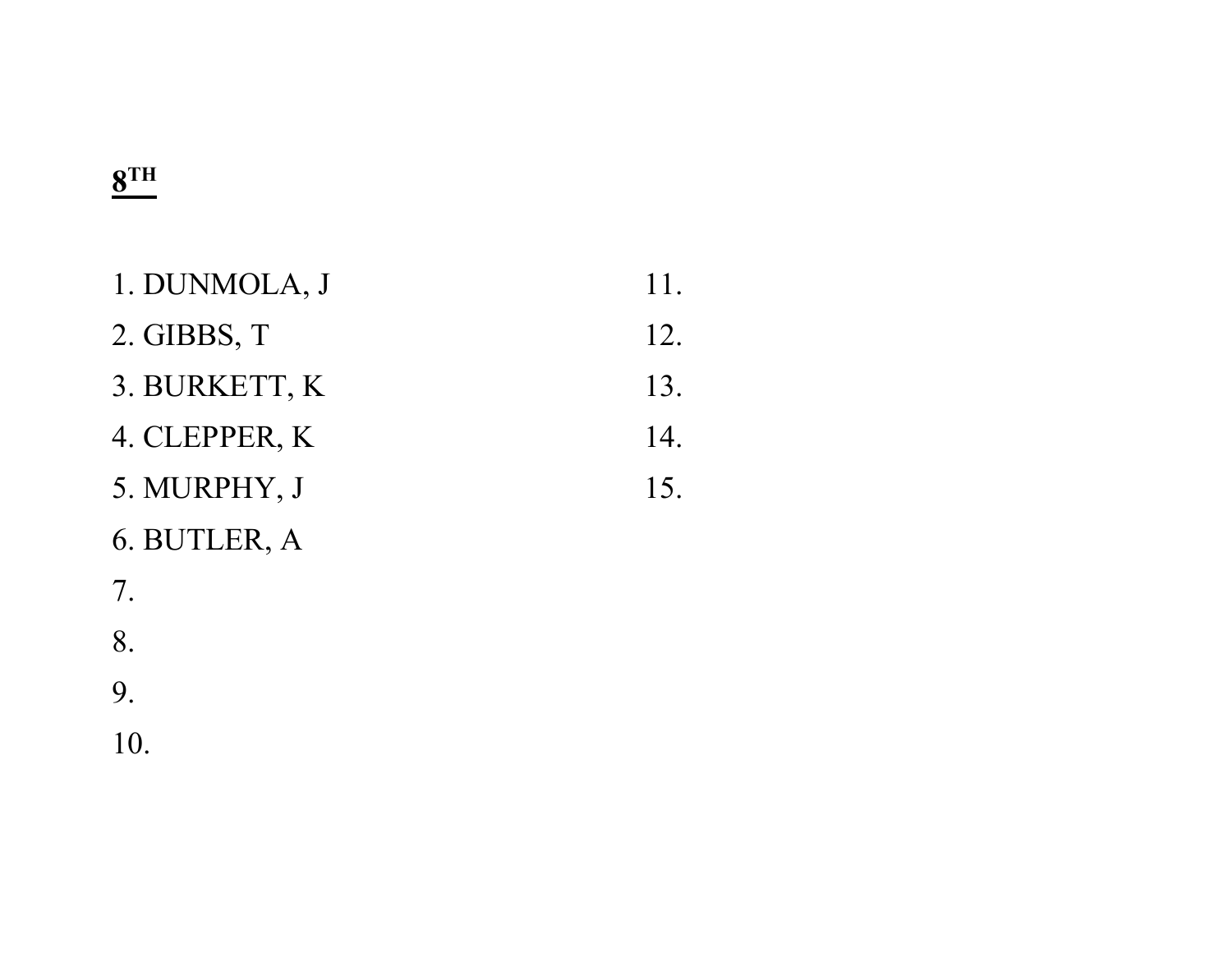**$8^{TH}$**

1. DUNMOLA, J
2. GIBBS, T
3. BURKETT, K
4. CLEPPER, K
5. MURPHY, J
6. BUTLER, A
7.
8.
9.
10.
11.
12.
13.
14.
15.